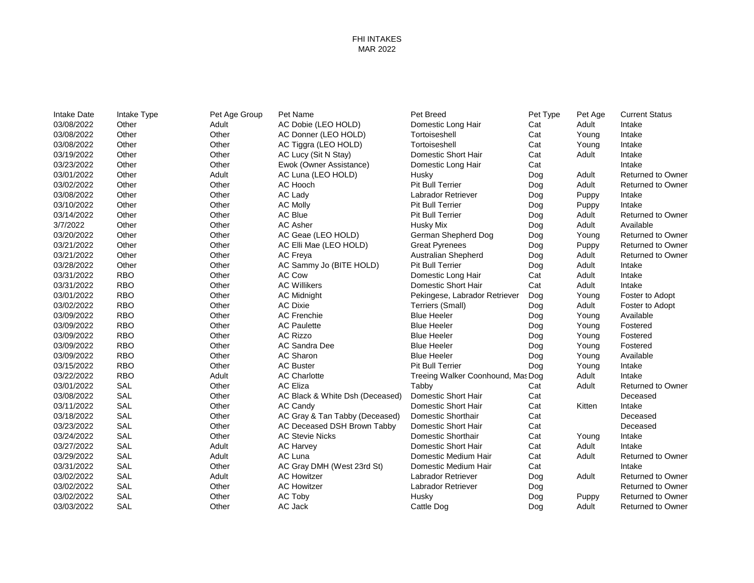FHI INTAKES
MAR 2022

| Intake Date | Intake Type | Pet Age Group | Pet Name | Pet Breed | Pet Type | Pet Age | Current Status |
|---|---|---|---|---|---|---|---|
| 03/08/2022 | Other | Adult | AC Dobie (LEO HOLD) | Domestic Long Hair | Cat | Adult | Intake |
| 03/08/2022 | Other | Other | AC Donner (LEO HOLD) | Tortoiseshell | Cat | Young | Intake |
| 03/08/2022 | Other | Other | AC Tiggra (LEO HOLD) | Tortoiseshell | Cat | Young | Intake |
| 03/19/2022 | Other | Other | AC Lucy (Sit N Stay) | Domestic Short Hair | Cat | Adult | Intake |
| 03/23/2022 | Other | Other | Ewok (Owner Assistance) | Domestic Long Hair | Cat | | Intake |
| 03/01/2022 | Other | Adult | AC Luna (LEO HOLD) | Husky | Dog | Adult | Returned to Owner |
| 03/02/2022 | Other | Other | AC Hooch | Pit Bull Terrier | Dog | Adult | Returned to Owner |
| 03/08/2022 | Other | Other | AC Lady | Labrador Retriever | Dog | Puppy | Intake |
| 03/10/2022 | Other | Other | AC Molly | Pit Bull Terrier | Dog | Puppy | Intake |
| 03/14/2022 | Other | Other | AC Blue | Pit Bull Terrier | Dog | Adult | Returned to Owner |
| 3/7/2022 | Other | Other | AC Asher | Husky Mix | Dog | Adult | Available |
| 03/20/2022 | Other | Other | AC Geae (LEO HOLD) | German Shepherd Dog | Dog | Young | Returned to Owner |
| 03/21/2022 | Other | Other | AC Elli Mae (LEO HOLD) | Great Pyrenees | Dog | Puppy | Returned to Owner |
| 03/21/2022 | Other | Other | AC Freya | Australian Shepherd | Dog | Adult | Returned to Owner |
| 03/28/2022 | Other | Other | AC Sammy Jo (BITE HOLD) | Pit Bull Terrier | Dog | Adult | Intake |
| 03/31/2022 | RBO | Other | AC Cow | Domestic Long Hair | Cat | Adult | Intake |
| 03/31/2022 | RBO | Other | AC Willikers | Domestic Short Hair | Cat | Adult | Intake |
| 03/01/2022 | RBO | Other | AC Midnight | Pekingese, Labrador Retriever | Dog | Young | Foster to Adopt |
| 03/02/2022 | RBO | Other | AC Dixie | Terriers (Small) | Dog | Adult | Foster to Adopt |
| 03/09/2022 | RBO | Other | AC Frenchie | Blue Heeler | Dog | Young | Available |
| 03/09/2022 | RBO | Other | AC Paulette | Blue Heeler | Dog | Young | Fostered |
| 03/09/2022 | RBO | Other | AC Rizzo | Blue Heeler | Dog | Young | Fostered |
| 03/09/2022 | RBO | Other | AC Sandra Dee | Blue Heeler | Dog | Young | Fostered |
| 03/09/2022 | RBO | Other | AC Sharon | Blue Heeler | Dog | Young | Available |
| 03/15/2022 | RBO | Other | AC Buster | Pit Bull Terrier | Dog | Young | Intake |
| 03/22/2022 | RBO | Adult | AC Charlotte | Treeing Walker Coonhound, Mas | Dog | Adult | Intake |
| 03/01/2022 | SAL | Other | AC Eliza | Tabby | Cat | Adult | Returned to Owner |
| 03/08/2022 | SAL | Other | AC Black & White Dsh (Deceased) | Domestic Short Hair | Cat | | Deceased |
| 03/11/2022 | SAL | Other | AC Candy | Domestic Short Hair | Cat | Kitten | Intake |
| 03/18/2022 | SAL | Other | AC Gray & Tan Tabby (Deceased) | Domestic Shorthair | Cat | | Deceased |
| 03/23/2022 | SAL | Other | AC Deceased DSH Brown Tabby | Domestic Short Hair | Cat | | Deceased |
| 03/24/2022 | SAL | Other | AC Stevie Nicks | Domestic Shorthair | Cat | Young | Intake |
| 03/27/2022 | SAL | Adult | AC Harvey | Domestic Short Hair | Cat | Adult | Intake |
| 03/29/2022 | SAL | Adult | AC Luna | Domestic Medium Hair | Cat | Adult | Returned to Owner |
| 03/31/2022 | SAL | Other | AC Gray DMH (West 23rd St) | Domestic Medium Hair | Cat | | Intake |
| 03/02/2022 | SAL | Adult | AC Howitzer | Labrador Retriever | Dog | Adult | Returned to Owner |
| 03/02/2022 | SAL | Other | AC Howitzer | Labrador Retriever | Dog | | Returned to Owner |
| 03/02/2022 | SAL | Other | AC Toby | Husky | Dog | Puppy | Returned to Owner |
| 03/03/2022 | SAL | Other | AC Jack | Cattle Dog | Dog | Adult | Returned to Owner |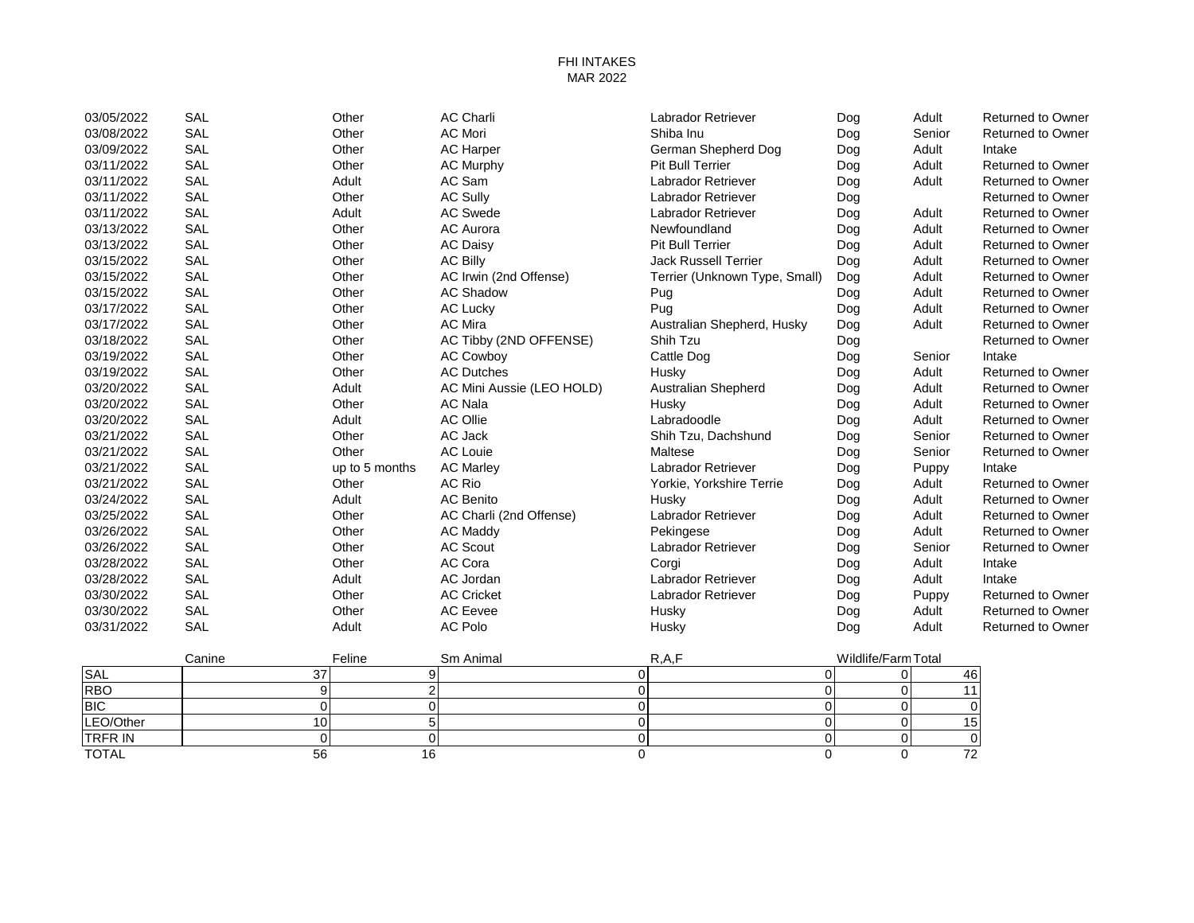FHI INTAKES
MAR 2022

| | | | | | | | |
|---|---|---|---|---|---|---|---|
| 03/05/2022 | SAL | Other | AC Charli | Labrador Retriever | Dog | Adult | Returned to Owner |
| 03/08/2022 | SAL | Other | AC Mori | Shiba Inu | Dog | Senior | Returned to Owner |
| 03/09/2022 | SAL | Other | AC Harper | German Shepherd Dog | Dog | Adult | Intake |
| 03/11/2022 | SAL | Other | AC Murphy | Pit Bull Terrier | Dog | Adult | Returned to Owner |
| 03/11/2022 | SAL | Adult | AC Sam | Labrador Retriever | Dog | Adult | Returned to Owner |
| 03/11/2022 | SAL | Other | AC Sully | Labrador Retriever | Dog | | Returned to Owner |
| 03/11/2022 | SAL | Adult | AC Swede | Labrador Retriever | Dog | Adult | Returned to Owner |
| 03/13/2022 | SAL | Other | AC Aurora | Newfoundland | Dog | Adult | Returned to Owner |
| 03/13/2022 | SAL | Other | AC Daisy | Pit Bull Terrier | Dog | Adult | Returned to Owner |
| 03/15/2022 | SAL | Other | AC Billy | Jack Russell Terrier | Dog | Adult | Returned to Owner |
| 03/15/2022 | SAL | Other | AC Irwin (2nd Offense) | Terrier (Unknown Type, Small) | Dog | Adult | Returned to Owner |
| 03/15/2022 | SAL | Other | AC Shadow | Pug | Dog | Adult | Returned to Owner |
| 03/17/2022 | SAL | Other | AC Lucky | Pug | Dog | Adult | Returned to Owner |
| 03/17/2022 | SAL | Other | AC Mira | Australian Shepherd, Husky | Dog | Adult | Returned to Owner |
| 03/18/2022 | SAL | Other | AC Tibby (2ND OFFENSE) | Shih Tzu | Dog | | Returned to Owner |
| 03/19/2022 | SAL | Other | AC Cowboy | Cattle Dog | Dog | Senior | Intake |
| 03/19/2022 | SAL | Other | AC Dutches | Husky | Dog | Adult | Returned to Owner |
| 03/20/2022 | SAL | Adult | AC Mini Aussie (LEO HOLD) | Australian Shepherd | Dog | Adult | Returned to Owner |
| 03/20/2022 | SAL | Other | AC Nala | Husky | Dog | Adult | Returned to Owner |
| 03/20/2022 | SAL | Adult | AC Ollie | Labradoodle | Dog | Adult | Returned to Owner |
| 03/21/2022 | SAL | Other | AC Jack | Shih Tzu, Dachshund | Dog | Senior | Returned to Owner |
| 03/21/2022 | SAL | Other | AC Louie | Maltese | Dog | Senior | Returned to Owner |
| 03/21/2022 | SAL | up to 5 months | AC Marley | Labrador Retriever | Dog | Puppy | Intake |
| 03/21/2022 | SAL | Other | AC Rio | Yorkie, Yorkshire Terrie | Dog | Adult | Returned to Owner |
| 03/24/2022 | SAL | Adult | AC Benito | Husky | Dog | Adult | Returned to Owner |
| 03/25/2022 | SAL | Other | AC Charli (2nd Offense) | Labrador Retriever | Dog | Adult | Returned to Owner |
| 03/26/2022 | SAL | Other | AC Maddy | Pekingese | Dog | Adult | Returned to Owner |
| 03/26/2022 | SAL | Other | AC Scout | Labrador Retriever | Dog | Senior | Returned to Owner |
| 03/28/2022 | SAL | Other | AC Cora | Corgi | Dog | Adult | Intake |
| 03/28/2022 | SAL | Adult | AC Jordan | Labrador Retriever | Dog | Adult | Intake |
| 03/30/2022 | SAL | Other | AC Cricket | Labrador Retriever | Dog | Puppy | Returned to Owner |
| 03/30/2022 | SAL | Other | AC Eevee | Husky | Dog | Adult | Returned to Owner |
| 03/31/2022 | SAL | Adult | AC Polo | Husky | Dog | Adult | Returned to Owner |

| | Canine | Feline | Sm Animal | R,A,F | Wildlife/Farm | Total |
|---|---|---|---|---|---|---|
| SAL | 37 | 9 | 0 | 0 | 0 | 46 |
| RBO | 9 | 2 | 0 | 0 | 0 | 11 |
| BIC | 0 | 0 | 0 | 0 | 0 | 0 |
| LEO/Other | 10 | 5 | 0 | 0 | 0 | 15 |
| TRFR IN | 0 | 0 | 0 | 0 | 0 | 0 |
| TOTAL | 56 | 16 | 0 | 0 | 0 | 72 |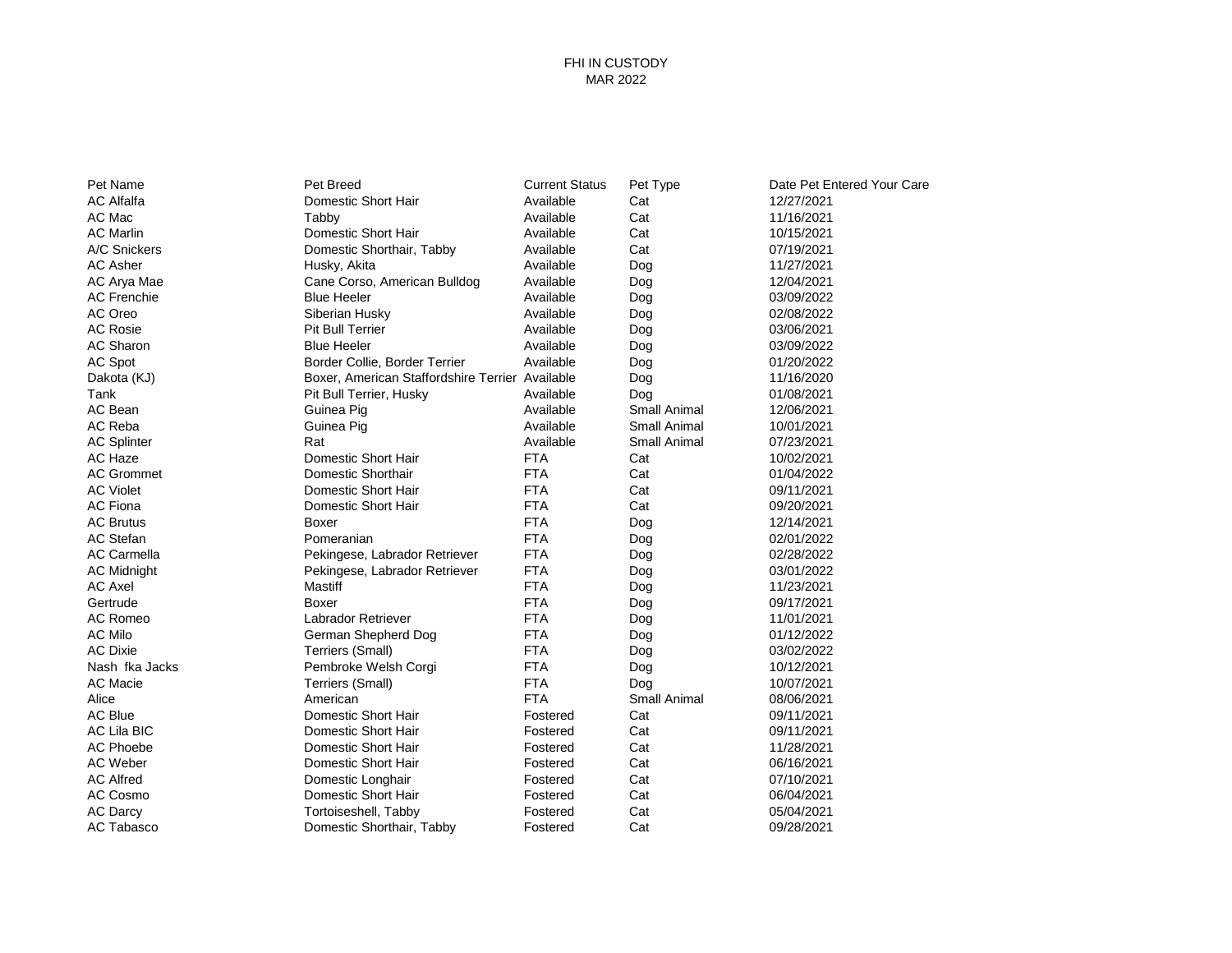FHI IN CUSTODY
MAR 2022

| Pet Name | Pet Breed | Current Status | Pet Type | Date Pet Entered Your Care |
|---|---|---|---|---|
| AC Alfalfa | Domestic Short Hair | Available | Cat | 12/27/2021 |
| AC Mac | Tabby | Available | Cat | 11/16/2021 |
| AC Marlin | Domestic Short Hair | Available | Cat | 10/15/2021 |
| A/C Snickers | Domestic Shorthair, Tabby | Available | Cat | 07/19/2021 |
| AC Asher | Husky, Akita | Available | Dog | 11/27/2021 |
| AC Arya Mae | Cane Corso, American Bulldog | Available | Dog | 12/04/2021 |
| AC Frenchie | Blue Heeler | Available | Dog | 03/09/2022 |
| AC Oreo | Siberian Husky | Available | Dog | 02/08/2022 |
| AC Rosie | Pit Bull Terrier | Available | Dog | 03/06/2021 |
| AC Sharon | Blue Heeler | Available | Dog | 03/09/2022 |
| AC Spot | Border Collie, Border Terrier | Available | Dog | 01/20/2022 |
| Dakota (KJ) | Boxer, American Staffordshire Terrier | Available | Dog | 11/16/2020 |
| Tank | Pit Bull Terrier, Husky | Available | Dog | 01/08/2021 |
| AC Bean | Guinea Pig | Available | Small Animal | 12/06/2021 |
| AC Reba | Guinea Pig | Available | Small Animal | 10/01/2021 |
| AC Splinter | Rat | Available | Small Animal | 07/23/2021 |
| AC Haze | Domestic Short Hair | FTA | Cat | 10/02/2021 |
| AC Grommet | Domestic Shorthair | FTA | Cat | 01/04/2022 |
| AC Violet | Domestic Short Hair | FTA | Cat | 09/11/2021 |
| AC Fiona | Domestic Short Hair | FTA | Cat | 09/20/2021 |
| AC Brutus | Boxer | FTA | Dog | 12/14/2021 |
| AC Stefan | Pomeranian | FTA | Dog | 02/01/2022 |
| AC Carmella | Pekingese, Labrador Retriever | FTA | Dog | 02/28/2022 |
| AC Midnight | Pekingese, Labrador Retriever | FTA | Dog | 03/01/2022 |
| AC Axel | Mastiff | FTA | Dog | 11/23/2021 |
| Gertrude | Boxer | FTA | Dog | 09/17/2021 |
| AC Romeo | Labrador Retriever | FTA | Dog | 11/01/2021 |
| AC Milo | German Shepherd Dog | FTA | Dog | 01/12/2022 |
| AC Dixie | Terriers (Small) | FTA | Dog | 03/02/2022 |
| Nash fka Jacks | Pembroke Welsh Corgi | FTA | Dog | 10/12/2021 |
| AC Macie | Terriers (Small) | FTA | Dog | 10/07/2021 |
| Alice | American | FTA | Small Animal | 08/06/2021 |
| AC Blue | Domestic Short Hair | Fostered | Cat | 09/11/2021 |
| AC Lila BIC | Domestic Short Hair | Fostered | Cat | 09/11/2021 |
| AC Phoebe | Domestic Short Hair | Fostered | Cat | 11/28/2021 |
| AC Weber | Domestic Short Hair | Fostered | Cat | 06/16/2021 |
| AC Alfred | Domestic Longhair | Fostered | Cat | 07/10/2021 |
| AC Cosmo | Domestic Short Hair | Fostered | Cat | 06/04/2021 |
| AC Darcy | Tortoiseshell, Tabby | Fostered | Cat | 05/04/2021 |
| AC Tabasco | Domestic Shorthair, Tabby | Fostered | Cat | 09/28/2021 |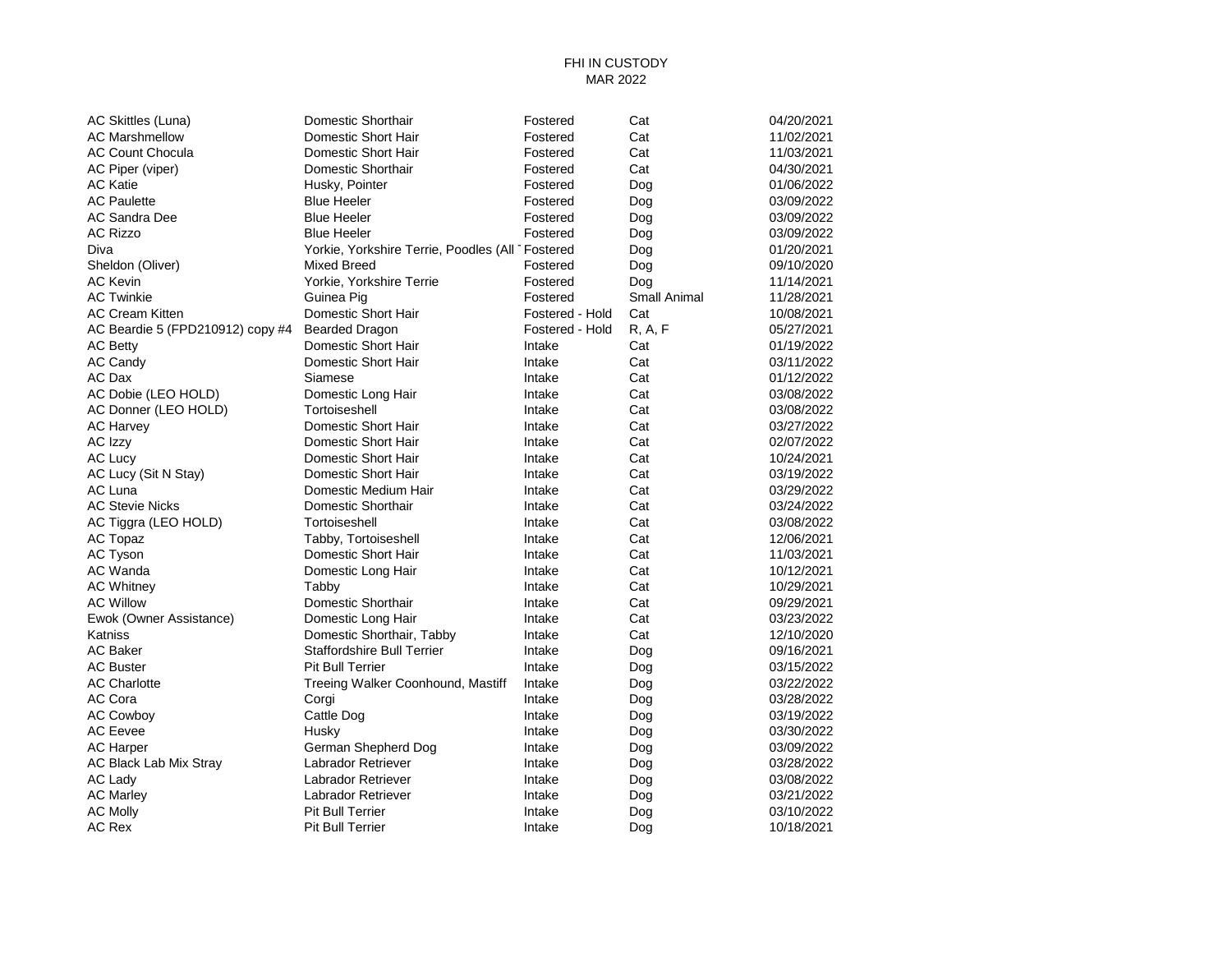FHI IN CUSTODY
MAR 2022

| | | | | |
|---|---|---|---|---|
| AC Skittles (Luna) | Domestic Shorthair | Fostered | Cat | 04/20/2021 |
| AC Marshmellow | Domestic Short Hair | Fostered | Cat | 11/02/2021 |
| AC Count Chocula | Domestic Short Hair | Fostered | Cat | 11/03/2021 |
| AC Piper (viper) | Domestic Shorthair | Fostered | Cat | 04/30/2021 |
| AC Katie | Husky, Pointer | Fostered | Dog | 01/06/2022 |
| AC Paulette | Blue Heeler | Fostered | Dog | 03/09/2022 |
| AC Sandra Dee | Blue Heeler | Fostered | Dog | 03/09/2022 |
| AC Rizzo | Blue Heeler | Fostered | Dog | 03/09/2022 |
| Diva | Yorkie, Yorkshire Terrie, Poodles (All | Fostered | Dog | 01/20/2021 |
| Sheldon (Oliver) | Mixed Breed | Fostered | Dog | 09/10/2020 |
| AC Kevin | Yorkie, Yorkshire Terrie | Fostered | Dog | 11/14/2021 |
| AC Twinkie | Guinea Pig | Fostered | Small Animal | 11/28/2021 |
| AC Cream Kitten | Domestic Short Hair | Fostered - Hold | Cat | 10/08/2021 |
| AC Beardie 5 (FPD210912) copy #4 | Bearded Dragon | Fostered - Hold | R, A, F | 05/27/2021 |
| AC Betty | Domestic Short Hair | Intake | Cat | 01/19/2022 |
| AC Candy | Domestic Short Hair | Intake | Cat | 03/11/2022 |
| AC Dax | Siamese | Intake | Cat | 01/12/2022 |
| AC Dobie (LEO HOLD) | Domestic Long Hair | Intake | Cat | 03/08/2022 |
| AC Donner (LEO HOLD) | Tortoiseshell | Intake | Cat | 03/08/2022 |
| AC Harvey | Domestic Short Hair | Intake | Cat | 03/27/2022 |
| AC Izzy | Domestic Short Hair | Intake | Cat | 02/07/2022 |
| AC Lucy | Domestic Short Hair | Intake | Cat | 10/24/2021 |
| AC Lucy (Sit N Stay) | Domestic Short Hair | Intake | Cat | 03/19/2022 |
| AC Luna | Domestic Medium Hair | Intake | Cat | 03/29/2022 |
| AC Stevie Nicks | Domestic Shorthair | Intake | Cat | 03/24/2022 |
| AC Tiggra (LEO HOLD) | Tortoiseshell | Intake | Cat | 03/08/2022 |
| AC Topaz | Tabby, Tortoiseshell | Intake | Cat | 12/06/2021 |
| AC Tyson | Domestic Short Hair | Intake | Cat | 11/03/2021 |
| AC Wanda | Domestic Long Hair | Intake | Cat | 10/12/2021 |
| AC Whitney | Tabby | Intake | Cat | 10/29/2021 |
| AC Willow | Domestic Shorthair | Intake | Cat | 09/29/2021 |
| Ewok (Owner Assistance) | Domestic Long Hair | Intake | Cat | 03/23/2022 |
| Katniss | Domestic Shorthair, Tabby | Intake | Cat | 12/10/2020 |
| AC Baker | Staffordshire Bull Terrier | Intake | Dog | 09/16/2021 |
| AC Buster | Pit Bull Terrier | Intake | Dog | 03/15/2022 |
| AC Charlotte | Treeing Walker Coonhound, Mastiff | Intake | Dog | 03/22/2022 |
| AC Cora | Corgi | Intake | Dog | 03/28/2022 |
| AC Cowboy | Cattle Dog | Intake | Dog | 03/19/2022 |
| AC Eevee | Husky | Intake | Dog | 03/30/2022 |
| AC Harper | German Shepherd Dog | Intake | Dog | 03/09/2022 |
| AC Black Lab Mix Stray | Labrador Retriever | Intake | Dog | 03/28/2022 |
| AC Lady | Labrador Retriever | Intake | Dog | 03/08/2022 |
| AC Marley | Labrador Retriever | Intake | Dog | 03/21/2022 |
| AC Molly | Pit Bull Terrier | Intake | Dog | 03/10/2022 |
| AC Rex | Pit Bull Terrier | Intake | Dog | 10/18/2021 |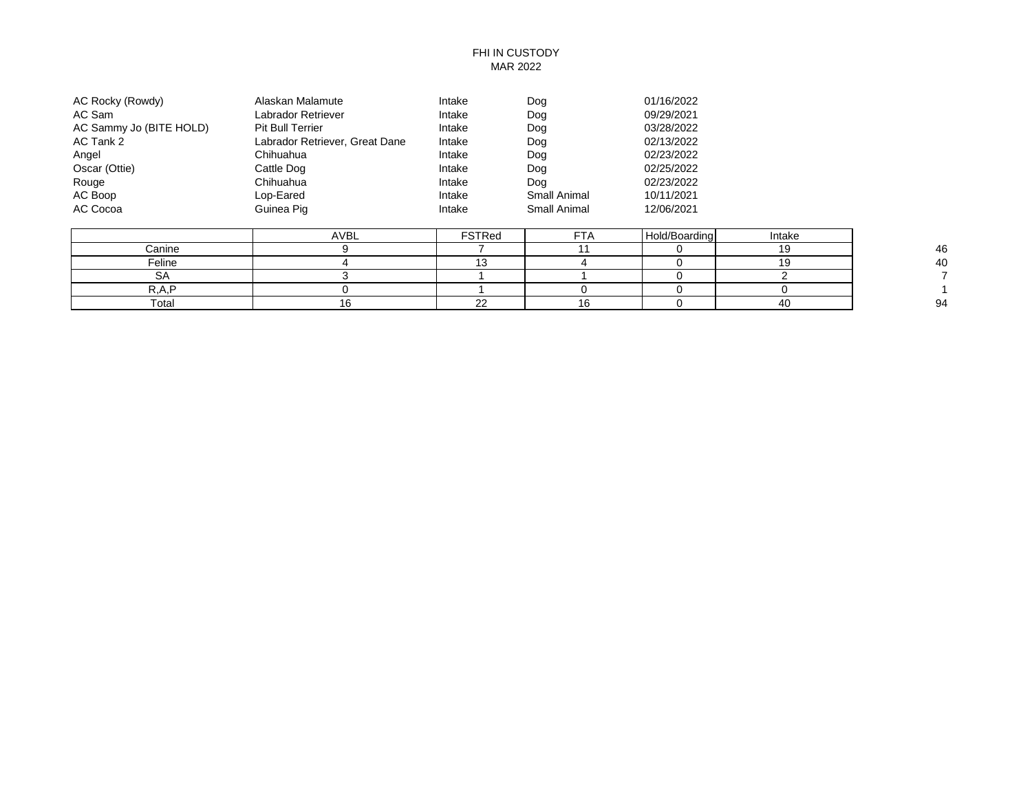FHI IN CUSTODY
MAR 2022

| | | | | |
|---|---|---|---|---|
| AC Rocky (Rowdy) | Alaskan Malamute | Intake | Dog | 01/16/2022 |
| AC Sam | Labrador Retriever | Intake | Dog | 09/29/2021 |
| AC Sammy Jo (BITE HOLD) | Pit Bull Terrier | Intake | Dog | 03/28/2022 |
| AC Tank 2 | Labrador Retriever, Great Dane | Intake | Dog | 02/13/2022 |
| Angel | Chihuahua | Intake | Dog | 02/23/2022 |
| Oscar (Ottie) | Cattle Dog | Intake | Dog | 02/25/2022 |
| Rouge | Chihuahua | Intake | Dog | 02/23/2022 |
| AC Boop | Lop-Eared | Intake | Small Animal | 10/11/2021 |
| AC Cocoa | Guinea Pig | Intake | Small Animal | 12/06/2021 |

| | AVBL | FSTRed | FTA | Hold/Boarding | Intake | |
|---|---|---|---|---|---|---|
| Canine | 9 | 7 | 11 | 0 | 19 | 46 |
| Feline | 4 | 13 | 4 | 0 | 19 | 40 |
| SA | 3 | 1 | 1 | 0 | 2 | 7 |
| R,A,P | 0 | 1 | 0 | 0 | 0 | 1 |
| Total | 16 | 22 | 16 | 0 | 40 | 94 |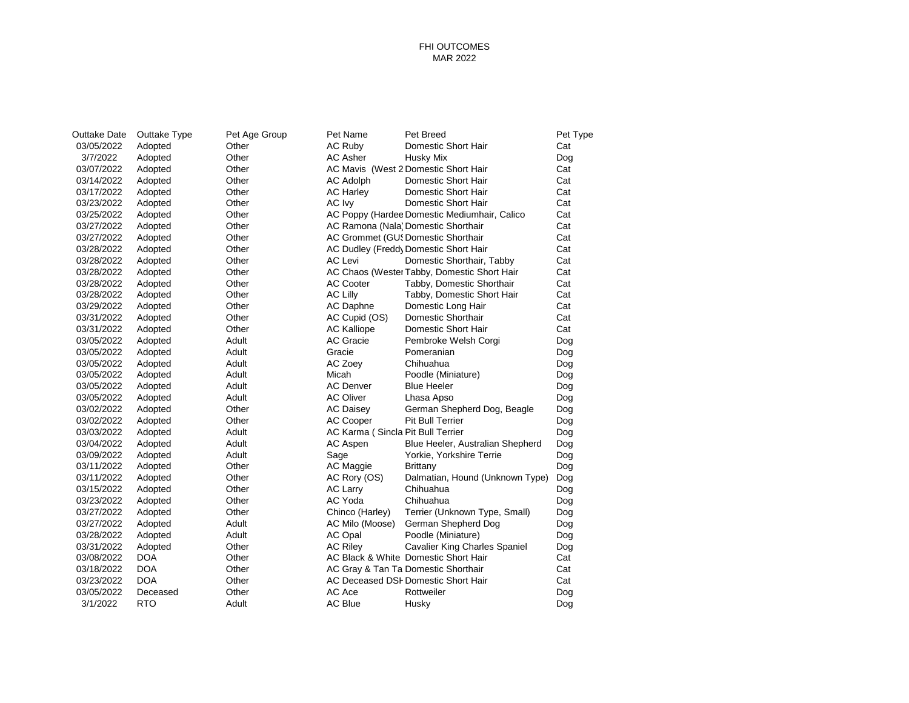FHI OUTCOMES
MAR 2022

| Outtake Date | Outtake Type | Pet Age Group | Pet Name | Pet Breed | Pet Type |
|---|---|---|---|---|---|
| 03/05/2022 | Adopted | Other | AC Ruby | Domestic Short Hair | Cat |
| 3/7/2022 | Adopted | Other | AC Asher | Husky Mix | Dog |
| 03/07/2022 | Adopted | Other | AC Mavis (West 2 | Domestic Short Hair | Cat |
| 03/14/2022 | Adopted | Other | AC Adolph | Domestic Short Hair | Cat |
| 03/17/2022 | Adopted | Other | AC Harley | Domestic Short Hair | Cat |
| 03/23/2022 | Adopted | Other | AC Ivy | Domestic Short Hair | Cat |
| 03/25/2022 | Adopted | Other | AC Poppy (Hardee | Domestic Mediumhair, Calico | Cat |
| 03/27/2022 | Adopted | Other | AC Ramona (Nala) | Domestic Shorthair | Cat |
| 03/27/2022 | Adopted | Other | AC Grommet (GUS | Domestic Shorthair | Cat |
| 03/28/2022 | Adopted | Other | AC Dudley (Freddy | Domestic Short Hair | Cat |
| 03/28/2022 | Adopted | Other | AC Levi | Domestic Shorthair, Tabby | Cat |
| 03/28/2022 | Adopted | Other | AC Chaos (Wester | Tabby, Domestic Short Hair | Cat |
| 03/28/2022 | Adopted | Other | AC Cooter | Tabby, Domestic Shorthair | Cat |
| 03/28/2022 | Adopted | Other | AC Lilly | Tabby, Domestic Short Hair | Cat |
| 03/29/2022 | Adopted | Other | AC Daphne | Domestic Long Hair | Cat |
| 03/31/2022 | Adopted | Other | AC Cupid (OS) | Domestic Shorthair | Cat |
| 03/31/2022 | Adopted | Other | AC Kalliope | Domestic Short Hair | Cat |
| 03/05/2022 | Adopted | Adult | AC Gracie | Pembroke Welsh Corgi | Dog |
| 03/05/2022 | Adopted | Adult | Gracie | Pomeranian | Dog |
| 03/05/2022 | Adopted | Adult | AC Zoey | Chihuahua | Dog |
| 03/05/2022 | Adopted | Adult | Micah | Poodle (Miniature) | Dog |
| 03/05/2022 | Adopted | Adult | AC Denver | Blue Heeler | Dog |
| 03/05/2022 | Adopted | Adult | AC Oliver | Lhasa Apso | Dog |
| 03/02/2022 | Adopted | Other | AC Daisey | German Shepherd Dog, Beagle | Dog |
| 03/02/2022 | Adopted | Other | AC Cooper | Pit Bull Terrier | Dog |
| 03/03/2022 | Adopted | Adult | AC Karma ( Sincla | Pit Bull Terrier | Dog |
| 03/04/2022 | Adopted | Adult | AC Aspen | Blue Heeler, Australian Shepherd | Dog |
| 03/09/2022 | Adopted | Adult | Sage | Yorkie, Yorkshire Terrie | Dog |
| 03/11/2022 | Adopted | Other | AC Maggie | Brittany | Dog |
| 03/11/2022 | Adopted | Other | AC Rory (OS) | Dalmatian, Hound (Unknown Type) | Dog |
| 03/15/2022 | Adopted | Other | AC Larry | Chihuahua | Dog |
| 03/23/2022 | Adopted | Other | AC Yoda | Chihuahua | Dog |
| 03/27/2022 | Adopted | Other | Chinco (Harley) | Terrier (Unknown Type, Small) | Dog |
| 03/27/2022 | Adopted | Adult | AC Milo (Moose) | German Shepherd Dog | Dog |
| 03/28/2022 | Adopted | Adult | AC Opal | Poodle (Miniature) | Dog |
| 03/31/2022 | Adopted | Other | AC Riley | Cavalier King Charles Spaniel | Dog |
| 03/08/2022 | DOA | Other | AC Black & White | Domestic Short Hair | Cat |
| 03/18/2022 | DOA | Other | AC Gray & Tan Ta | Domestic Shorthair | Cat |
| 03/23/2022 | DOA | Other | AC Deceased DSH | Domestic Short Hair | Cat |
| 03/05/2022 | Deceased | Other | AC Ace | Rottweiler | Dog |
| 3/1/2022 | RTO | Adult | AC Blue | Husky | Dog |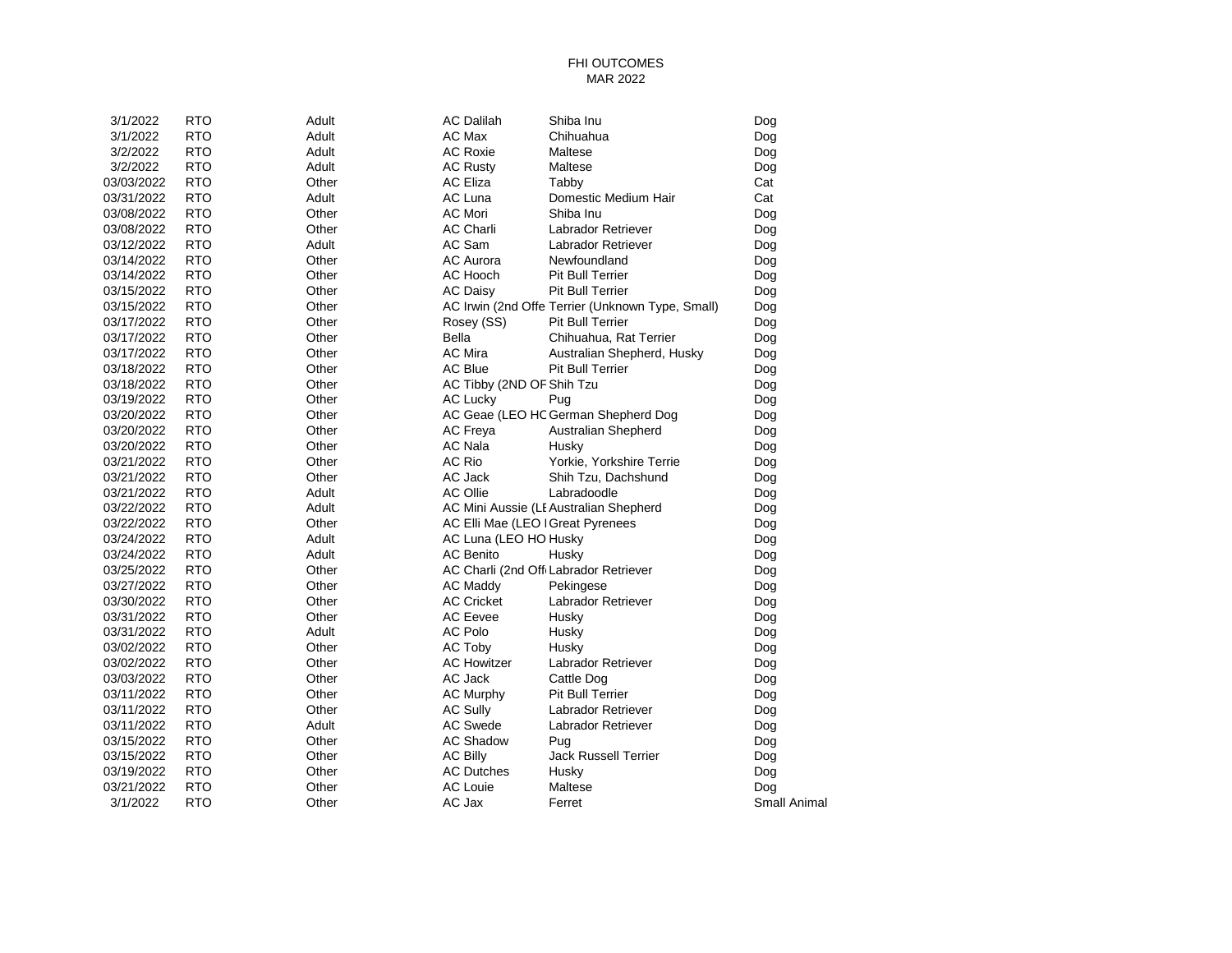FHI OUTCOMES
MAR 2022

| | | | | | |
|---|---|---|---|---|---|
| 3/1/2022 | RTO | Adult | AC Dalilah | Shiba Inu | Dog |
| 3/1/2022 | RTO | Adult | AC Max | Chihuahua | Dog |
| 3/2/2022 | RTO | Adult | AC Roxie | Maltese | Dog |
| 3/2/2022 | RTO | Adult | AC Rusty | Maltese | Dog |
| 03/03/2022 | RTO | Other | AC Eliza | Tabby | Cat |
| 03/31/2022 | RTO | Adult | AC Luna | Domestic Medium Hair | Cat |
| 03/08/2022 | RTO | Other | AC Mori | Shiba Inu | Dog |
| 03/08/2022 | RTO | Other | AC Charli | Labrador Retriever | Dog |
| 03/12/2022 | RTO | Adult | AC Sam | Labrador Retriever | Dog |
| 03/14/2022 | RTO | Other | AC Aurora | Newfoundland | Dog |
| 03/14/2022 | RTO | Other | AC Hooch | Pit Bull Terrier | Dog |
| 03/15/2022 | RTO | Other | AC Daisy | Pit Bull Terrier | Dog |
| 03/15/2022 | RTO | Other | AC Irwin (2nd Offe | Terrier (Unknown Type, Small) | Dog |
| 03/17/2022 | RTO | Other | Rosey (SS) | Pit Bull Terrier | Dog |
| 03/17/2022 | RTO | Other | Bella | Chihuahua, Rat Terrier | Dog |
| 03/17/2022 | RTO | Other | AC Mira | Australian Shepherd, Husky | Dog |
| 03/18/2022 | RTO | Other | AC Blue | Pit Bull Terrier | Dog |
| 03/18/2022 | RTO | Other | AC Tibby (2ND OF | Shih Tzu | Dog |
| 03/19/2022 | RTO | Other | AC Lucky | Pug | Dog |
| 03/20/2022 | RTO | Other | AC Geae (LEO HC | German Shepherd Dog | Dog |
| 03/20/2022 | RTO | Other | AC Freya | Australian Shepherd | Dog |
| 03/20/2022 | RTO | Other | AC Nala | Husky | Dog |
| 03/21/2022 | RTO | Other | AC Rio | Yorkie, Yorkshire Terrie | Dog |
| 03/21/2022 | RTO | Other | AC Jack | Shih Tzu, Dachshund | Dog |
| 03/21/2022 | RTO | Adult | AC Ollie | Labradoodle | Dog |
| 03/22/2022 | RTO | Adult | AC Mini Aussie (LE | Australian Shepherd | Dog |
| 03/22/2022 | RTO | Other | AC Elli Mae (LEO I | Great Pyrenees | Dog |
| 03/24/2022 | RTO | Adult | AC Luna (LEO HO | Husky | Dog |
| 03/24/2022 | RTO | Adult | AC Benito | Husky | Dog |
| 03/25/2022 | RTO | Other | AC Charli (2nd Off | Labrador Retriever | Dog |
| 03/27/2022 | RTO | Other | AC Maddy | Pekingese | Dog |
| 03/30/2022 | RTO | Other | AC Cricket | Labrador Retriever | Dog |
| 03/31/2022 | RTO | Other | AC Eevee | Husky | Dog |
| 03/31/2022 | RTO | Adult | AC Polo | Husky | Dog |
| 03/02/2022 | RTO | Other | AC Toby | Husky | Dog |
| 03/02/2022 | RTO | Other | AC Howitzer | Labrador Retriever | Dog |
| 03/03/2022 | RTO | Other | AC Jack | Cattle Dog | Dog |
| 03/11/2022 | RTO | Other | AC Murphy | Pit Bull Terrier | Dog |
| 03/11/2022 | RTO | Other | AC Sully | Labrador Retriever | Dog |
| 03/11/2022 | RTO | Adult | AC Swede | Labrador Retriever | Dog |
| 03/15/2022 | RTO | Other | AC Shadow | Pug | Dog |
| 03/15/2022 | RTO | Other | AC Billy | Jack Russell Terrier | Dog |
| 03/19/2022 | RTO | Other | AC Dutches | Husky | Dog |
| 03/21/2022 | RTO | Other | AC Louie | Maltese | Dog |
| 3/1/2022 | RTO | Other | AC Jax | Ferret | Small Animal |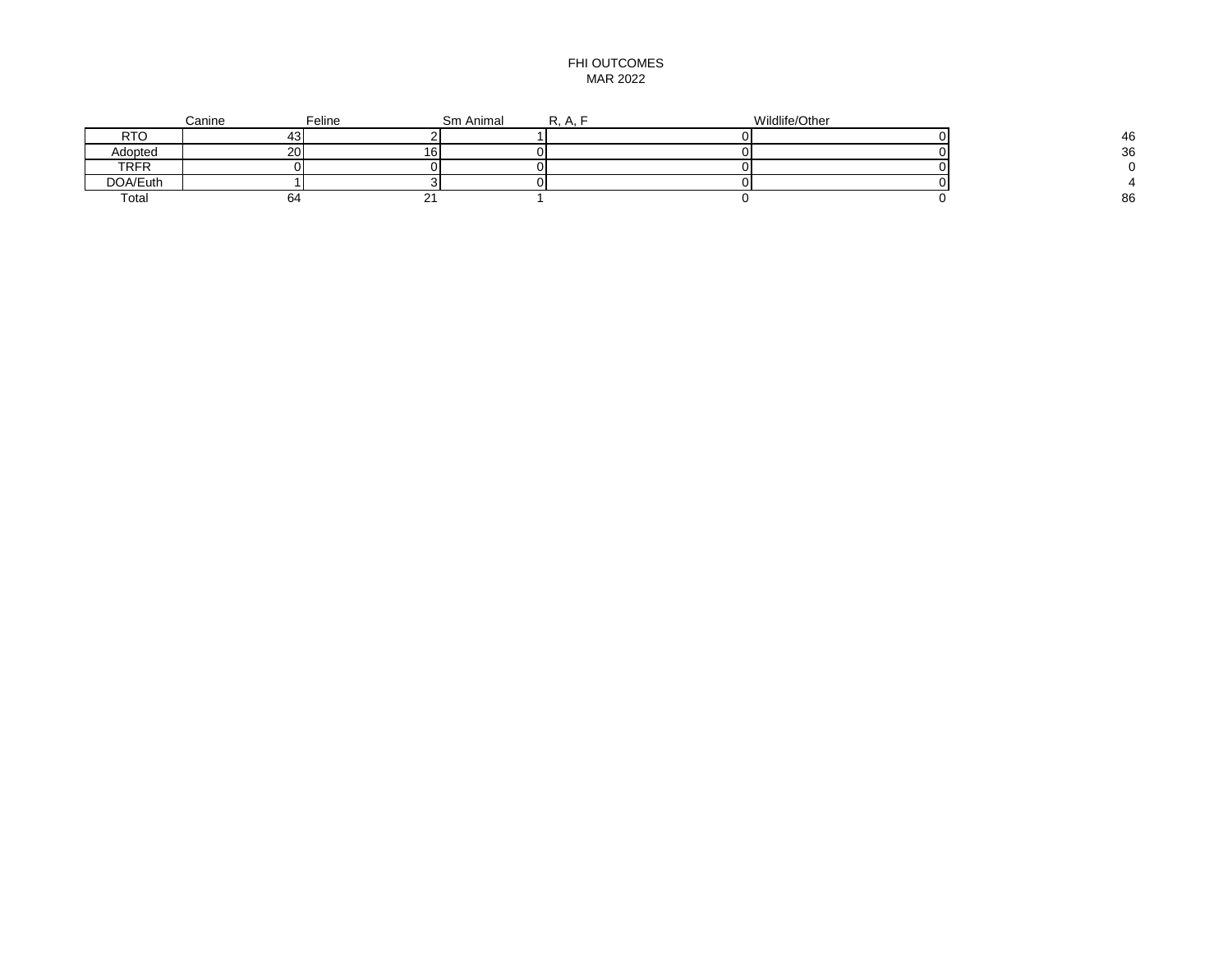# FHI OUTCOMES
## MAR 2022

| | Canine | Feline | Sm Animal | R, A, F | Wildlife/Other | |
|---|---|---|---|---|---|---|
| RTO | 43 | 2 | 1 | 0 | 0 | 46 |
| Adopted | 20 | 16 | 0 | 0 | 0 | 36 |
| TRFR | 0 | 0 | 0 | 0 | 0 | 0 |
| DOA/Euth | 1 | 3 | 0 | 0 | 0 | 4 |
| Total | 64 | 21 | 1 | 0 | 0 | 86 |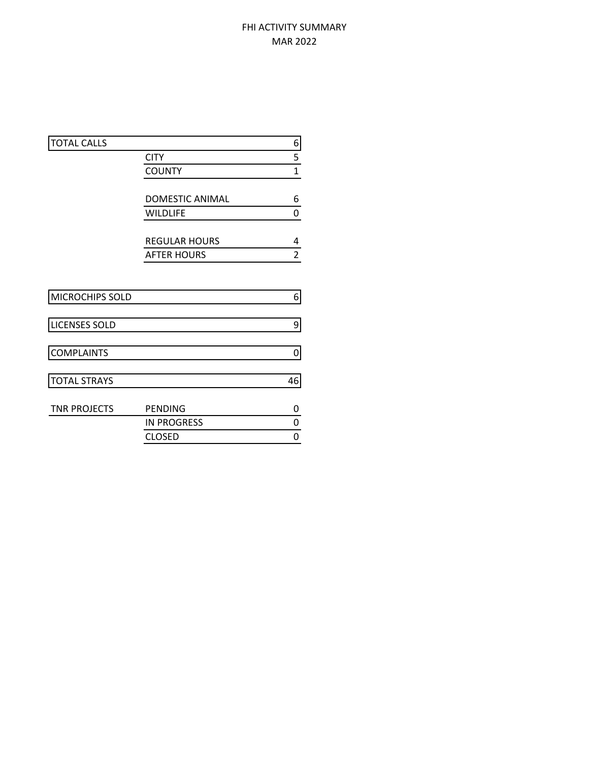# FHI ACTIVITY SUMMARY
## MAR 2022

| | | |
|---|---|---|
| TOTAL CALLS | | 6 |
| | CITY | 5 |
| | COUNTY | 1 |
| | | |
| | DOMESTIC ANIMAL | 6 |
| | WILDLIFE | 0 |
| | | |
| | REGULAR HOURS | 4 |
| | AFTER HOURS | 2 |
| | | |
| MICROCHIPS SOLD | | 6 |
| | | |
| LICENSES SOLD | | 9 |
| | | |
| COMPLAINTS | | 0 |
| | | |
| TOTAL STRAYS | | 46 |
| | | |
| TNR PROJECTS | PENDING | 0 |
| | IN PROGRESS | 0 |
| | CLOSED | 0 |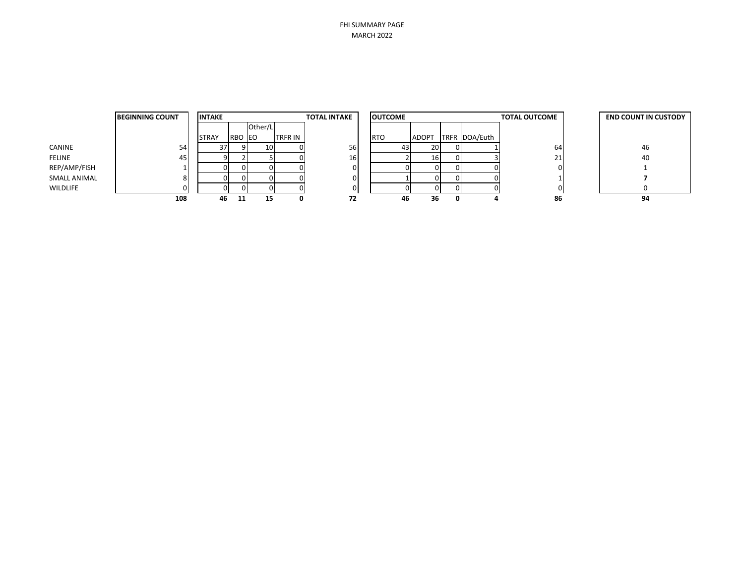FHI SUMMARY PAGE
MARCH 2022

| | BEGINNING COUNT | INTAKE | | | | TOTAL INTAKE | OUTCOME | | | | TOTAL OUTCOME | END COUNT IN CUSTODY |
|---|---|---|---|---|---|---|---|---|---|---|---|---|
| | | STRAY | RBO | Other/LEO | TRFR IN | | RTO | ADOPT | TRFR | DOA/Euth | | |
| CANINE | 54 | 37 | 9 | 10 | 0 | 56 | 43 | 20 | 0 | 1 | 64 | 46 |
| FELINE | 45 | 9 | 2 | 5 | 0 | 16 | 2 | 16 | 0 | 3 | 21 | 40 |
| REP/AMP/FISH | 1 | 0 | 0 | 0 | 0 | 0 | 0 | 0 | 0 | 0 | 0 | 1 |
| SMALL ANIMAL | 8 | 0 | 0 | 0 | 0 | 0 | 1 | 0 | 0 | 0 | 1 | **7** |
| WILDLIFE | 0 | 0 | 0 | 0 | 0 | 0 | 0 | 0 | 0 | 0 | 0 | 0 |
| | **108** | **46** | **11** | **15** | **0** | **72** | **46** | **36** | **0** | **4** | **86** | **94** |